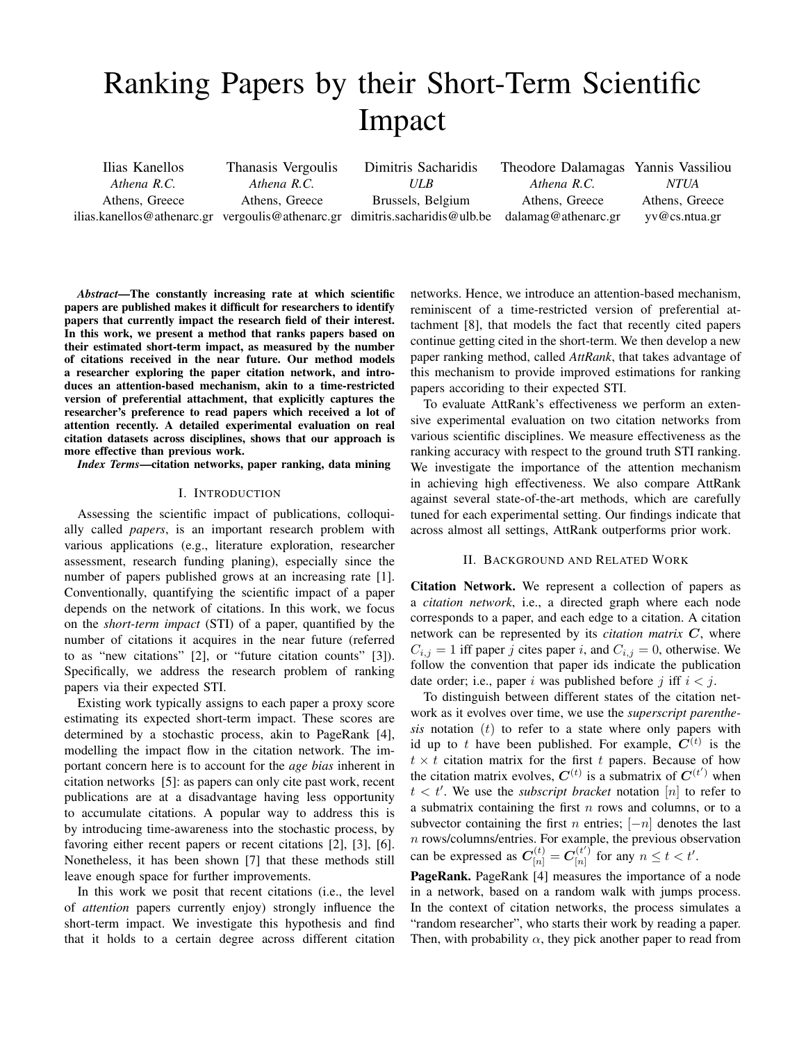# Ranking Papers by their Short-Term Scientific Impact

Ilias Kanellos
*Athena R.C.*
Athens, Greece
ilias.kanellos@athenarc.gr

Thanasis Vergoulis
*Athena R.C.*
Athens, Greece
vergoulis@athenarc.gr

Dimitris Sacharidis
*ULB*
Brussels, Belgium
dimitris.sacharidis@ulb.be

Theodore Dalamagas
*Athena R.C.*
Athens, Greece
dalamag@athenarc.gr

Yannis Vassiliou
*NTUA*
Athens, Greece
yv@cs.ntua.gr

***Abstract*—The constantly increasing rate at which scientific papers are published makes it difficult for researchers to identify papers that currently impact the research field of their interest. In this work, we present a method that ranks papers based on their estimated short-term impact, as measured by the number of citations received in the near future. Our method models a researcher exploring the paper citation network, and introduces an attention-based mechanism, akin to a time-restricted version of preferential attachment, that explicitly captures the researcher's preference to read papers which received a lot of attention recently. A detailed experimental evaluation on real citation datasets across disciplines, shows that our approach is more effective than previous work.**

***Index Terms*—citation networks, paper ranking, data mining**

## I. Introduction

Assessing the scientific impact of publications, colloquially called *papers*, is an important research problem with various applications (e.g., literature exploration, researcher assessment, research funding planing), especially since the number of papers published grows at an increasing rate [1]. Conventionally, quantifying the scientific impact of a paper depends on the network of citations. In this work, we focus on the *short-term impact* (STI) of a paper, quantified by the number of citations it acquires in the near future (referred to as "new citations" [2], or "future citation counts" [3]). Specifically, we address the research problem of ranking papers via their expected STI.

Existing work typically assigns to each paper a proxy score estimating its expected short-term impact. These scores are determined by a stochastic process, akin to PageRank [4], modelling the impact flow in the citation network. The important concern here is to account for the *age bias* inherent in citation networks [5]: as papers can only cite past work, recent publications are at a disadvantage having less opportunity to accumulate citations. A popular way to address this is by introducing time-awareness into the stochastic process, by favoring either recent papers or recent citations [2], [3], [6]. Nonetheless, it has been shown [7] that these methods still leave enough space for further improvements.

In this work we posit that recent citations (i.e., the level of *attention* papers currently enjoy) strongly influence the short-term impact. We investigate this hypothesis and find that it holds to a certain degree across different citation networks. Hence, we introduce an attention-based mechanism, reminiscent of a time-restricted version of preferential attachment [8], that models the fact that recently cited papers continue getting cited in the short-term. We then develop a new paper ranking method, called *AttRank*, that takes advantage of this mechanism to provide improved estimations for ranking papers accoriding to their expected STI.

To evaluate AttRank's effectiveness we perform an extensive experimental evaluation on two citation networks from various scientific disciplines. We measure effectiveness as the ranking accuracy with respect to the ground truth STI ranking. We investigate the importance of the attention mechanism in achieving high effectiveness. We also compare AttRank against several state-of-the-art methods, which are carefully tuned for each experimental setting. Our findings indicate that across almost all settings, AttRank outperforms prior work.

## II. Background and Related Work

**Citation Network.** We represent a collection of papers as a *citation network*, i.e., a directed graph where each node corresponds to a paper, and each edge to a citation. A citation network can be represented by its *citation matrix* $\boldsymbol{C}$, where $C_{i,j} = 1$ iff paper $j$ cites paper $i$, and $C_{i,j} = 0$, otherwise. We follow the convention that paper ids indicate the publication date order; i.e., paper $i$ was published before $j$ iff $i < j$.

To distinguish between different states of the citation network as it evolves over time, we use the *superscript parenthesis* notation $(t)$ to refer to a state where only papers with id up to $t$ have been published. For example, $\boldsymbol{C}^{(t)}$ is the $t \times t$ citation matrix for the first $t$ papers. Because of how the citation matrix evolves, $\boldsymbol{C}^{(t)}$ is a submatrix of $\boldsymbol{C}^{(t')}$ when $t < t'$. We use the *subscript bracket* notation $[n]$ to refer to a submatrix containing the first $n$ rows and columns, or to a subvector containing the first $n$ entries; $[-n]$ denotes the last $n$ rows/columns/entries. For example, the previous observation can be expressed as $\boldsymbol{C}^{(t)}_{[n]} = \boldsymbol{C}^{(t')}_{[n]}$ for any $n \leq t < t'$.

**PageRank.** PageRank [4] measures the importance of a node in a network, based on a random walk with jumps process. In the context of citation networks, the process simulates a "random researcher", who starts their work by reading a paper. Then, with probability $\alpha$, they pick another paper to read from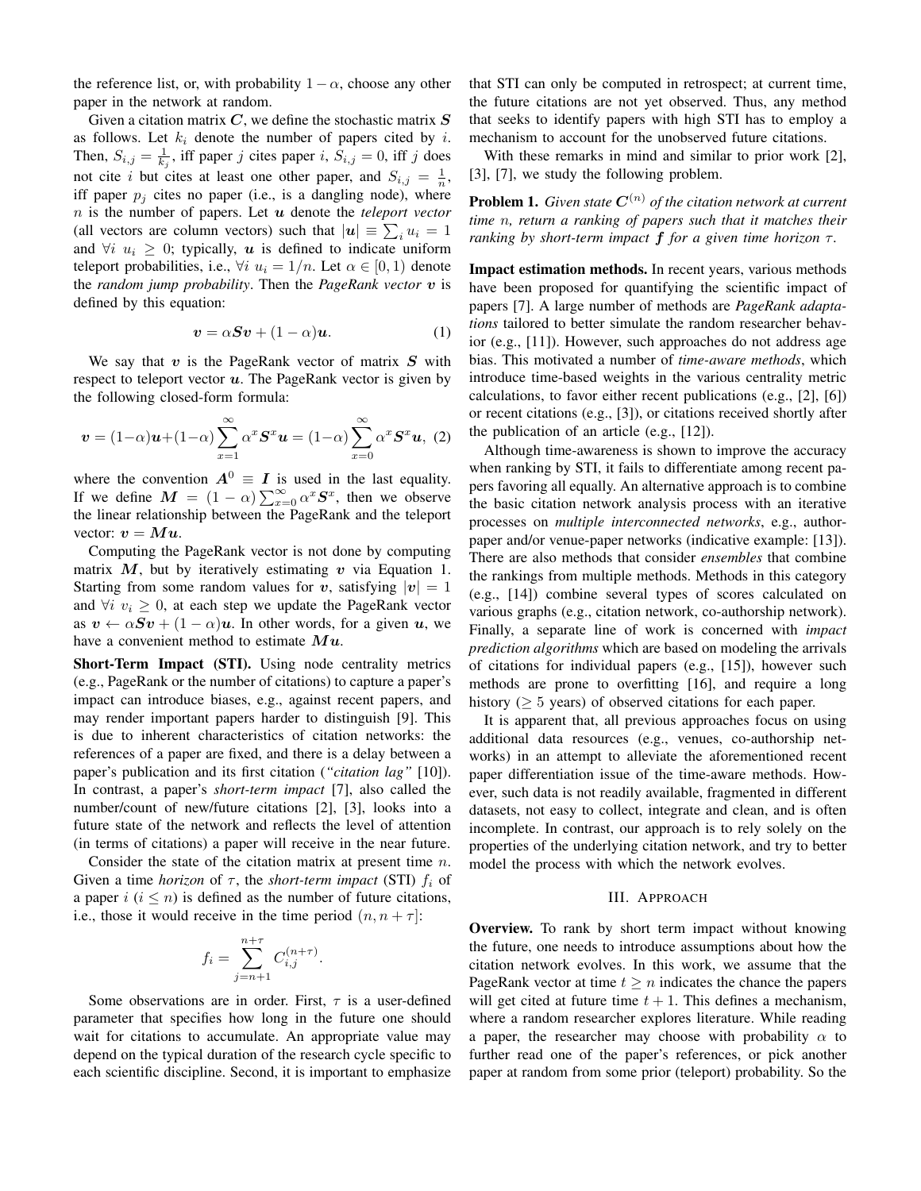the reference list, or, with probability $1-\alpha$, choose any other paper in the network at random.

Given a citation matrix $\boldsymbol{C}$, we define the stochastic matrix $\boldsymbol{S}$ as follows. Let $k_i$ denote the number of papers cited by $i$. Then, $S_{i,j} = \frac{1}{k_j}$, iff paper $j$ cites paper $i$, $S_{i,j} = 0$, iff $j$ does not cite $i$ but cites at least one other paper, and $S_{i,j} = \frac{1}{n}$, iff paper $p_j$ cites no paper (i.e., is a dangling node), where $n$ is the number of papers. Let $\boldsymbol{u}$ denote the *teleport vector* (all vectors are column vectors) such that $|\boldsymbol{u}| \equiv \sum_i u_i = 1$ and $\forall i \ u_i \geq 0$; typically, $\boldsymbol{u}$ is defined to indicate uniform teleport probabilities, i.e., $\forall i \ u_i = 1/n$. Let $\alpha \in [0, 1)$ denote the *random jump probability*. Then the *PageRank vector* $\boldsymbol{v}$ is defined by this equation:

$$\boldsymbol{v} = \alpha \boldsymbol{S} \boldsymbol{v} + (1-\alpha)\boldsymbol{u}. \tag{1}$$

We say that $\boldsymbol{v}$ is the PageRank vector of matrix $\boldsymbol{S}$ with respect to teleport vector $\boldsymbol{u}$. The PageRank vector is given by the following closed-form formula:

$$\boldsymbol{v} = (1-\alpha)\boldsymbol{u} + (1-\alpha)\sum_{x=1}^{\infty} \alpha^x \boldsymbol{S}^x \boldsymbol{u} = (1-\alpha)\sum_{x=0}^{\infty} \alpha^x \boldsymbol{S}^x \boldsymbol{u}, \tag{2}$$

where the convention $\boldsymbol{A}^0 \equiv \boldsymbol{I}$ is used in the last equality. If we define $\boldsymbol{M} = (1-\alpha)\sum_{x=0}^{\infty} \alpha^x \boldsymbol{S}^x$, then we observe the linear relationship between the PageRank and the teleport vector: $\boldsymbol{v} = \boldsymbol{M}\boldsymbol{u}$.

Computing the PageRank vector is not done by computing matrix $\boldsymbol{M}$, but by iteratively estimating $\boldsymbol{v}$ via Equation 1. Starting from some random values for $\boldsymbol{v}$, satisfying $|\boldsymbol{v}| = 1$ and $\forall i \ v_i \geq 0$, at each step we update the PageRank vector as $\boldsymbol{v} \leftarrow \alpha \boldsymbol{S}\boldsymbol{v} + (1-\alpha)\boldsymbol{u}$. In other words, for a given $\boldsymbol{u}$, we have a convenient method to estimate $\boldsymbol{M}\boldsymbol{u}$.

**Short-Term Impact (STI).** Using node centrality metrics (e.g., PageRank or the number of citations) to capture a paper's impact can introduce biases, e.g., against recent papers, and may render important papers harder to distinguish [9]. This is due to inherent characteristics of citation networks: the references of a paper are fixed, and there is a delay between a paper's publication and its first citation (*"citation lag"* [10]). In contrast, a paper's *short-term impact* [7], also called the number/count of new/future citations [2], [3], looks into a future state of the network and reflects the level of attention (in terms of citations) a paper will receive in the near future.

Consider the state of the citation matrix at present time $n$. Given a time *horizon* of $\tau$, the *short-term impact* (STI) $f_i$ of a paper $i$ ($i \leq n$) is defined as the number of future citations, i.e., those it would receive in the time period $(n, n+\tau]$:

$$f_i = \sum_{j=n+1}^{n+\tau} C_{i,j}^{(n+\tau)}.$$

Some observations are in order. First, $\tau$ is a user-defined parameter that specifies how long in the future one should wait for citations to accumulate. An appropriate value may depend on the typical duration of the research cycle specific to each scientific discipline. Second, it is important to emphasize that STI can only be computed in retrospect; at current time, the future citations are not yet observed. Thus, any method that seeks to identify papers with high STI has to employ a mechanism to account for the unobserved future citations.

With these remarks in mind and similar to prior work [2], [3], [7], we study the following problem.

**Problem 1.** *Given state $\boldsymbol{C}^{(n)}$ of the citation network at current time $n$, return a ranking of papers such that it matches their ranking by short-term impact $\boldsymbol{f}$ for a given time horizon $\tau$.*

**Impact estimation methods.** In recent years, various methods have been proposed for quantifying the scientific impact of papers [7]. A large number of methods are *PageRank adaptations* tailored to better simulate the random researcher behavior (e.g., [11]). However, such approaches do not address age bias. This motivated a number of *time-aware methods*, which introduce time-based weights in the various centrality metric calculations, to favor either recent publications (e.g., [2], [6]) or recent citations (e.g., [3]), or citations received shortly after the publication of an article (e.g., [12]).

Although time-awareness is shown to improve the accuracy when ranking by STI, it fails to differentiate among recent papers favoring all equally. An alternative approach is to combine the basic citation network analysis process with an iterative processes on *multiple interconnected networks*, e.g., author-paper and/or venue-paper networks (indicative example: [13]). There are also methods that consider *ensembles* that combine the rankings from multiple methods. Methods in this category (e.g., [14]) combine several types of scores calculated on various graphs (e.g., citation network, co-authorship network). Finally, a separate line of work is concerned with *impact prediction algorithms* which are based on modeling the arrivals of citations for individual papers (e.g., [15]), however such methods are prone to overfitting [16], and require a long history ($\geq 5$ years) of observed citations for each paper.

It is apparent that, all previous approaches focus on using additional data resources (e.g., venues, co-authorship networks) in an attempt to alleviate the aforementioned recent paper differentiation issue of the time-aware methods. However, such data is not readily available, fragmented in different datasets, not easy to collect, integrate and clean, and is often incomplete. In contrast, our approach is to rely solely on the properties of the underlying citation network, and try to better model the process with which the network evolves.

## III. Approach

**Overview.** To rank by short term impact without knowing the future, one needs to introduce assumptions about how the citation network evolves. In this work, we assume that the PageRank vector at time $t \geq n$ indicates the chance the papers will get cited at future time $t+1$. This defines a mechanism, where a random researcher explores literature. While reading a paper, the researcher may choose with probability $\alpha$ to further read one of the paper's references, or pick another paper at random from some prior (teleport) probability. So the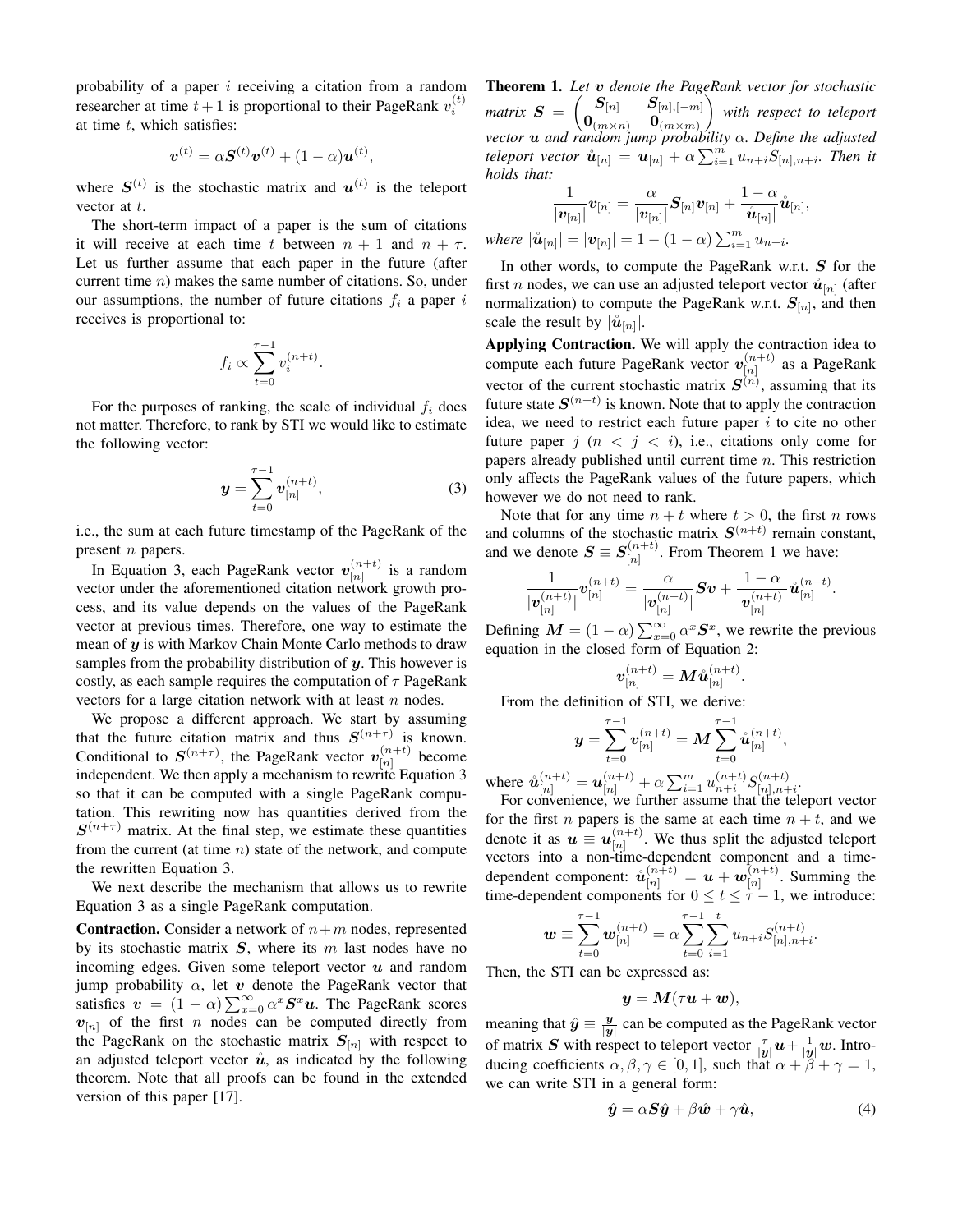probability of a paper $i$ receiving a citation from a random researcher at time $t+1$ is proportional to their PageRank $v_i^{(t)}$ at time $t$, which satisfies:

$$\boldsymbol{v}^{(t)} = \alpha \boldsymbol{S}^{(t)} \boldsymbol{v}^{(t)} + (1-\alpha)\boldsymbol{u}^{(t)},$$

where $\boldsymbol{S}^{(t)}$ is the stochastic matrix and $\boldsymbol{u}^{(t)}$ is the teleport vector at $t$.

The short-term impact of a paper is the sum of citations it will receive at each time $t$ between $n+1$ and $n+\tau$. Let us further assume that each paper in the future (after current time $n$) makes the same number of citations. So, under our assumptions, the number of future citations $f_i$ a paper $i$ receives is proportional to:

$$f_i \propto \sum_{t=0}^{\tau-1} v_i^{(n+t)}.$$

For the purposes of ranking, the scale of individual $f_i$ does not matter. Therefore, to rank by STI we would like to estimate the following vector:

$$\boldsymbol{y} = \sum_{t=0}^{\tau-1} \boldsymbol{v}_{[n]}^{(n+t)}, \tag{3}$$

i.e., the sum at each future timestamp of the PageRank of the present $n$ papers.

In Equation 3, each PageRank vector $\boldsymbol{v}_{[n]}^{(n+t)}$ is a random vector under the aforementioned citation network growth process, and its value depends on the values of the PageRank vector at previous times. Therefore, one way to estimate the mean of $\boldsymbol{y}$ is with Markov Chain Monte Carlo methods to draw samples from the probability distribution of $\boldsymbol{y}$. This however is costly, as each sample requires the computation of $\tau$ PageRank vectors for a large citation network with at least $n$ nodes.

We propose a different approach. We start by assuming that the future citation matrix and thus $\boldsymbol{S}^{(n+\tau)}$ is known. Conditional to $\boldsymbol{S}^{(n+\tau)}$, the PageRank vector $\boldsymbol{v}_{[n]}^{(n+t)}$ become independent. We then apply a mechanism to rewrite Equation 3 so that it can be computed with a single PageRank computation. This rewriting now has quantities derived from the $\boldsymbol{S}^{(n+\tau)}$ matrix. At the final step, we estimate these quantities from the current (at time $n$) state of the network, and compute the rewritten Equation 3.

We next describe the mechanism that allows us to rewrite Equation 3 as a single PageRank computation.

**Contraction.** Consider a network of $n+m$ nodes, represented by its stochastic matrix $\boldsymbol{S}$, where its $m$ last nodes have no incoming edges. Given some teleport vector $\boldsymbol{u}$ and random jump probability $\alpha$, let $\boldsymbol{v}$ denote the PageRank vector that satisfies $\boldsymbol{v} = (1-\alpha)\sum_{x=0}^{\infty} \alpha^x \boldsymbol{S}^x \boldsymbol{u}$. The PageRank scores $\boldsymbol{v}_{[n]}$ of the first $n$ nodes can be computed directly from the PageRank on the stochastic matrix $\boldsymbol{S}_{[n]}$ with respect to an adjusted teleport vector $\mathring{\boldsymbol{u}}$, as indicated by the following theorem. Note that all proofs can be found in the extended version of this paper [17].

**Theorem 1.** *Let $\boldsymbol{v}$ denote the PageRank vector for stochastic matrix $\boldsymbol{S} = \begin{pmatrix} \boldsymbol{S}_{[n]} & \boldsymbol{S}_{[n],[-m]} \\ \boldsymbol{0}_{(m\times n)} & \boldsymbol{0}_{(m\times m)} \end{pmatrix}$ with respect to teleport vector $\boldsymbol{u}$ and random jump probability $\alpha$. Define the adjusted teleport vector $\mathring{\boldsymbol{u}}_{[n]} = \boldsymbol{u}_{[n]} + \alpha \sum_{i=1}^{m} u_{n+i} S_{[n],n+i}$. Then it holds that:*

$$\frac{1}{|\boldsymbol{v}_{[n]}|}\boldsymbol{v}_{[n]} = \frac{\alpha}{|\boldsymbol{v}_{[n]}|}\boldsymbol{S}_{[n]}\boldsymbol{v}_{[n]} + \frac{1-\alpha}{|\mathring{\boldsymbol{u}}_{[n]}|}\mathring{\boldsymbol{u}}_{[n]},$$

*where $|\mathring{\boldsymbol{u}}_{[n]}| = |\boldsymbol{v}_{[n]}| = 1-(1-\alpha)\sum_{i=1}^{m} u_{n+i}$.*

In other words, to compute the PageRank w.r.t. $\boldsymbol{S}$ for the first $n$ nodes, we can use an adjusted teleport vector $\mathring{\boldsymbol{u}}_{[n]}$ (after normalization) to compute the PageRank w.r.t. $\boldsymbol{S}_{[n]}$, and then scale the result by $|\mathring{\boldsymbol{u}}_{[n]}|$.

**Applying Contraction.** We will apply the contraction idea to compute each future PageRank vector $\boldsymbol{v}_{[n]}^{(n+t)}$ as a PageRank vector of the current stochastic matrix $\boldsymbol{S}^{(n)}$, assuming that its future state $\boldsymbol{S}^{(n+t)}$ is known. Note that to apply the contraction idea, we need to restrict each future paper $i$ to cite no other future paper $j$ ($n < j < i$), i.e., citations only come for papers already published until current time $n$. This restriction only affects the PageRank values of the future papers, which however we do not need to rank.

Note that for any time $n+t$ where $t>0$, the first $n$ rows and columns of the stochastic matrix $\boldsymbol{S}^{(n+t)}$ remain constant, and we denote $\boldsymbol{S} \equiv \boldsymbol{S}_{[n]}^{(n+t)}$. From Theorem 1 we have:

$$\frac{1}{|\boldsymbol{v}_{[n]}^{(n+t)}|}\boldsymbol{v}_{[n]}^{(n+t)} = \frac{\alpha}{|\boldsymbol{v}_{[n]}^{(n+t)}|}\boldsymbol{S}\boldsymbol{v} + \frac{1-\alpha}{|\boldsymbol{v}_{[n]}^{(n+t)}|}\mathring{\boldsymbol{u}}_{[n]}^{(n+t)}.$$

Defining $\boldsymbol{M} = (1-\alpha)\sum_{x=0}^{\infty}\alpha^x \boldsymbol{S}^x$, we rewrite the previous equation in the closed form of Equation 2:

$$\boldsymbol{v}_{[n]}^{(n+t)} = \boldsymbol{M}\mathring{\boldsymbol{u}}_{[n]}^{(n+t)}.$$

From the definition of STI, we derive:

$$\boldsymbol{y} = \sum_{t=0}^{\tau-1} \boldsymbol{v}_{[n]}^{(n+t)} = \boldsymbol{M}\sum_{t=0}^{\tau-1} \mathring{\boldsymbol{u}}_{[n]}^{(n+t)},$$

where $\mathring{\boldsymbol{u}}_{[n]}^{(n+t)} = \boldsymbol{u}_{[n]}^{(n+t)} + \alpha\sum_{i=1}^{m} u_{n+i}^{(n+t)} S_{[n],n+i}^{(n+t)}$.

For convenience, we further assume that the teleport vector for the first $n$ papers is the same at each time $n+t$, and we denote it as $\boldsymbol{u} \equiv \boldsymbol{u}_{[n]}^{(n+t)}$. We thus split the adjusted teleport vectors into a non-time-dependent component and a time-dependent component: $\mathring{\boldsymbol{u}}_{[n]}^{(n+t)} = \boldsymbol{u} + \boldsymbol{w}_{[n]}^{(n+t)}$. Summing the time-dependent components for $0 \le t \le \tau-1$, we introduce:

$$\boldsymbol{w} \equiv \sum_{t=0}^{\tau-1} \boldsymbol{w}_{[n]}^{(n+t)} = \alpha\sum_{t=0}^{\tau-1}\sum_{i=1}^{t} u_{n+i} S_{[n],n+i}^{(n+t)}.$$

Then, the STI can be expressed as:

$$\boldsymbol{y} = \boldsymbol{M}(\tau\boldsymbol{u} + \boldsymbol{w}),$$

meaning that $\hat{\boldsymbol{y}} \equiv \frac{\boldsymbol{y}}{|\boldsymbol{y}|}$ can be computed as the PageRank vector of matrix $\boldsymbol{S}$ with respect to teleport vector $\frac{\tau}{|\boldsymbol{y}|}\boldsymbol{u} + \frac{1}{|\boldsymbol{y}|}\boldsymbol{w}$. Introducing coefficients $\alpha, \beta, \gamma \in [0,1]$, such that $\alpha+\beta+\gamma = 1$, we can write STI in a general form:

$$\hat{\boldsymbol{y}} = \alpha\boldsymbol{S}\hat{\boldsymbol{y}} + \beta\hat{\boldsymbol{w}} + \gamma\hat{\boldsymbol{u}}, \tag{4}$$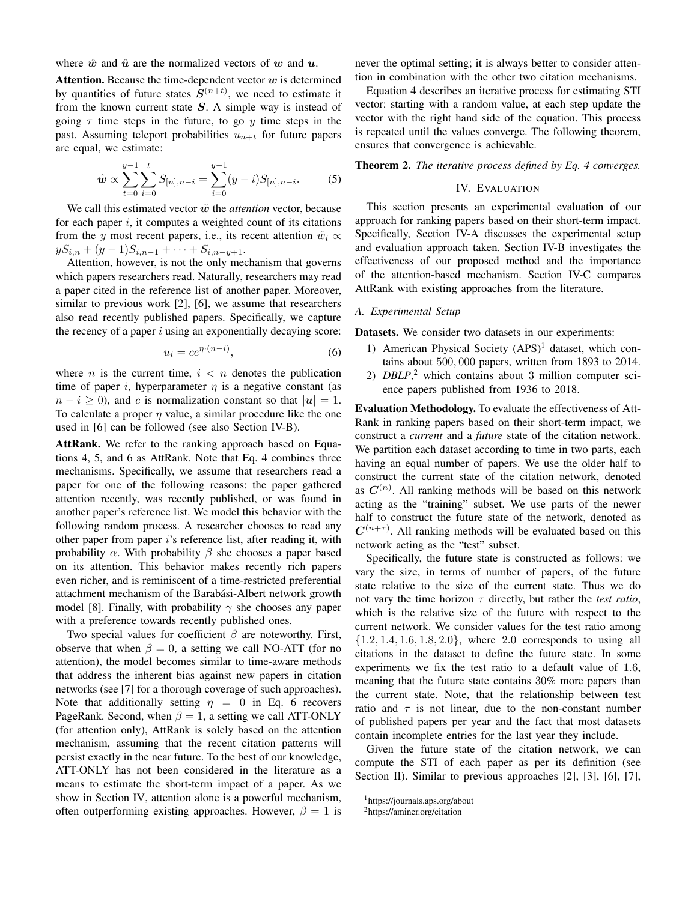where $\hat{\boldsymbol{w}}$ and $\hat{\boldsymbol{u}}$ are the normalized vectors of $\boldsymbol{w}$ and $\boldsymbol{u}$.

**Attention.** Because the time-dependent vector $\boldsymbol{w}$ is determined by quantities of future states $\boldsymbol{S}^{(n+t)}$, we need to estimate it from the known current state $\boldsymbol{S}$. A simple way is instead of going $\tau$ time steps in the future, to go $y$ time steps in the past. Assuming teleport probabilities $u_{n+t}$ for future papers are equal, we estimate:

$$\tilde{\boldsymbol{w}} \propto \sum_{t=0}^{y-1} \sum_{i=0}^{t} S_{[n],n-i} = \sum_{i=0}^{y-1} (y-i) S_{[n],n-i}. \tag{5}$$

We call this estimated vector $\tilde{\boldsymbol{w}}$ the *attention* vector, because for each paper $i$, it computes a weighted count of its citations from the $y$ most recent papers, i.e., its recent attention $\tilde{w}_i \propto yS_{i,n} + (y-1)S_{i,n-1} + \cdots + S_{i,n-y+1}$.

Attention, however, is not the only mechanism that governs which papers researchers read. Naturally, researchers may read a paper cited in the reference list of another paper. Moreover, similar to previous work [2], [6], we assume that researchers also read recently published papers. Specifically, we capture the recency of a paper $i$ using an exponentially decaying score:

$$u_i = ce^{\eta \cdot (n-i)}, \tag{6}$$

where $n$ is the current time, $i < n$ denotes the publication time of paper $i$, hyperparameter $\eta$ is a negative constant (as $n - i \geq 0$), and $c$ is normalization constant so that $|\boldsymbol{u}| = 1$. To calculate a proper $\eta$ value, a similar procedure like the one used in [6] can be followed (see also Section IV-B).

**AttRank.** We refer to the ranking approach based on Equations 4, 5, and 6 as AttRank. Note that Eq. 4 combines three mechanisms. Specifically, we assume that researchers read a paper for one of the following reasons: the paper gathered attention recently, was recently published, or was found in another paper's reference list. We model this behavior with the following random process. A researcher chooses to read any other paper from paper $i$'s reference list, after reading it, with probability $\alpha$. With probability $\beta$ she chooses a paper based on its attention. This behavior makes recently rich papers even richer, and is reminiscent of a time-restricted preferential attachment mechanism of the Barabási-Albert network growth model [8]. Finally, with probability $\gamma$ she chooses any paper with a preference towards recently published ones.

Two special values for coefficient $\beta$ are noteworthy. First, observe that when $\beta = 0$, a setting we call NO-ATT (for no attention), the model becomes similar to time-aware methods that address the inherent bias against new papers in citation networks (see [7] for a thorough coverage of such approaches). Note that additionally setting $\eta = 0$ in Eq. 6 recovers PageRank. Second, when $\beta = 1$, a setting we call ATT-ONLY (for attention only), AttRank is solely based on the attention mechanism, assuming that the recent citation patterns will persist exactly in the near future. To the best of our knowledge, ATT-ONLY has not been considered in the literature as a means to estimate the short-term impact of a paper. As we show in Section IV, attention alone is a powerful mechanism, often outperforming existing approaches. However, $\beta = 1$ is never the optimal setting; it is always better to consider attention in combination with the other two citation mechanisms.

Equation 4 describes an iterative process for estimating STI vector: starting with a random value, at each step update the vector with the right hand side of the equation. This process is repeated until the values converge. The following theorem, ensures that convergence is achievable.

**Theorem 2.** *The iterative process defined by Eq. 4 converges.*

## IV. Evaluation

This section presents an experimental evaluation of our approach for ranking papers based on their short-term impact. Specifically, Section IV-A discusses the experimental setup and evaluation approach taken. Section IV-B investigates the effectiveness of our proposed method and the importance of the attention-based mechanism. Section IV-C compares AttRank with existing approaches from the literature.

### A. Experimental Setup

**Datasets.** We consider two datasets in our experiments:

1) American Physical Society (APS)[1] dataset, which contains about $500,000$ papers, written from 1893 to 2014.
2) *DBLP*,[2] which contains about 3 million computer science papers published from 1936 to 2018.

**Evaluation Methodology.** To evaluate the effectiveness of AttRank in ranking papers based on their short-term impact, we construct a *current* and a *future* state of the citation network. We partition each dataset according to time in two parts, each having an equal number of papers. We use the older half to construct the current state of the citation network, denoted as $\boldsymbol{C}^{(n)}$. All ranking methods will be based on this network acting as the "training" subset. We use parts of the newer half to construct the future state of the network, denoted as $\boldsymbol{C}^{(n+\tau)}$. All ranking methods will be evaluated based on this network acting as the "test" subset.

Specifically, the future state is constructed as follows: we vary the size, in terms of number of papers, of the future state relative to the size of the current state. Thus we do not vary the time horizon $\tau$ directly, but rather the *test ratio*, which is the relative size of the future with respect to the current network. We consider values for the test ratio among $\{1.2, 1.4, 1.6, 1.8, 2.0\}$, where $2.0$ corresponds to using all citations in the dataset to define the future state. In some experiments we fix the test ratio to a default value of $1.6$, meaning that the future state contains $30\%$ more papers than the current state. Note, that the relationship between test ratio and $\tau$ is not linear, due to the non-constant number of published papers per year and the fact that most datasets contain incomplete entries for the last year they include.

Given the future state of the citation network, we can compute the STI of each paper as per its definition (see Section II). Similar to previous approaches [2], [3], [6], [7],

[1] https://journals.aps.org/about

[2] https://aminer.org/citation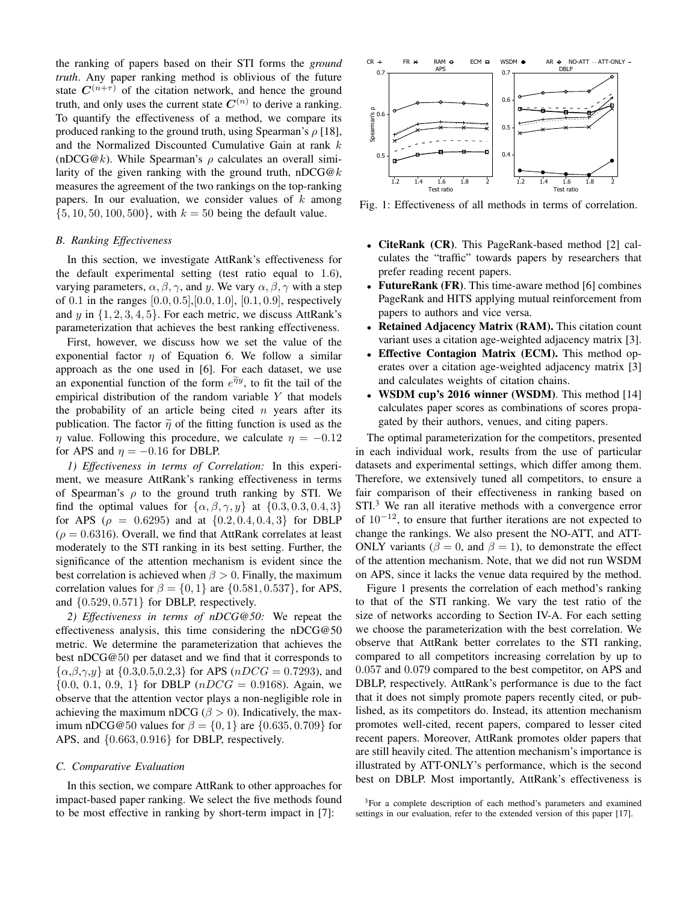the ranking of papers based on their STI forms the *ground truth*. Any paper ranking method is oblivious of the future state $\boldsymbol{C}^{(n+\tau)}$ of the citation network, and hence the ground truth, and only uses the current state $\boldsymbol{C}^{(n)}$ to derive a ranking. To quantify the effectiveness of a method, we compare its produced ranking to the ground truth, using Spearman's $\rho$ [18], and the Normalized Discounted Cumulative Gain at rank $k$ (nDCG@$k$). While Spearman's $\rho$ calculates an overall similarity of the given ranking with the ground truth, nDCG@$k$ measures the agreement of the two rankings on the top-ranking papers. In our evaluation, we consider values of $k$ among $\{5, 10, 50, 100, 500\}$, with $k = 50$ being the default value.

### B. Ranking Effectiveness

In this section, we investigate AttRank's effectiveness for the default experimental setting (test ratio equal to 1.6), varying parameters, $\alpha, \beta, \gamma$, and $y$. We vary $\alpha, \beta, \gamma$ with a step of 0.1 in the ranges $[0.0, 0.5]$,$[0.0, 1.0]$, $[0.1, 0.9]$, respectively and $y$ in $\{1, 2, 3, 4, 5\}$. For each metric, we discuss AttRank's parameterization that achieves the best ranking effectiveness.

First, however, we discuss how we set the value of the exponential factor $\eta$ of Equation 6. We follow a similar approach as the one used in [6]. For each dataset, we use an exponential function of the form $e^{\widetilde{\eta} y}$, to fit the tail of the empirical distribution of the random variable $Y$ that models the probability of an article being cited $n$ years after its publication. The factor $\widetilde{\eta}$ of the fitting function is used as the $\eta$ value. Following this procedure, we calculate $\eta = -0.12$ for APS and $\eta = -0.16$ for DBLP.

*1) Effectiveness in terms of Correlation:* In this experiment, we measure AttRank's ranking effectiveness in terms of Spearman's $\rho$ to the ground truth ranking by STI. We find the optimal values for $\{\alpha, \beta, \gamma, y\}$ at $\{0.3, 0.3, 0.4, 3\}$ for APS ($\rho = 0.6295$) and at $\{0.2, 0.4, 0.4, 3\}$ for DBLP ($\rho = 0.6316$). Overall, we find that AttRank correlates at least moderately to the STI ranking in its best setting. Further, the significance of the attention mechanism is evident since the best correlation is achieved when $\beta > 0$. Finally, the maximum correlation values for $\beta = \{0, 1\}$ are $\{0.581, 0.537\}$, for APS, and $\{0.529, 0.571\}$ for DBLP, respectively.

*2) Effectiveness in terms of nDCG@50:* We repeat the effectiveness analysis, this time considering the nDCG@50 metric. We determine the parameterization that achieves the best nDCG@50 per dataset and we find that it corresponds to $\{\alpha,\beta,\gamma,y\}$ at $\{0.3,0.5,0.2,3\}$ for APS ($nDCG = 0.7293$), and $\{0.0,\ 0.1,\ 0.9,\ 1\}$ for DBLP ($nDCG = 0.9168$). Again, we observe that the attention vector plays a non-negligible role in achieving the maximum nDCG ($\beta > 0$). Indicatively, the maximum nDCG@50 values for $\beta = \{0, 1\}$ are $\{0.635, 0.709\}$ for APS, and $\{0.663, 0.916\}$ for DBLP, respectively.

### C. Comparative Evaluation

In this section, we compare AttRank to other approaches for impact-based paper ranking. We select the five methods found to be most effective in ranking by short-term impact in [7]:

Fig. 1: Effectiveness of all methods in terms of correlation.

- **CiteRank (CR)**. This PageRank-based method [2] calculates the "traffic" towards papers by researchers that prefer reading recent papers.
- **FutureRank (FR)**. This time-aware method [6] combines PageRank and HITS applying mutual reinforcement from papers to authors and vice versa.
- **Retained Adjacency Matrix (RAM).** This citation count variant uses a citation age-weighted adjacency matrix [3].
- **Effective Contagion Matrix (ECM).** This method operates over a citation age-weighted adjacency matrix [3] and calculates weights of citation chains.
- **WSDM cup's 2016 winner (WSDM)**. This method [14] calculates paper scores as combinations of scores propagated by their authors, venues, and citing papers.

The optimal parameterization for the competitors, presented in each individual work, results from the use of particular datasets and experimental settings, which differ among them. Therefore, we extensively tuned all competitors, to ensure a fair comparison of their effectiveness in ranking based on STI.[3] We ran all iterative methods with a convergence error of $10^{-12}$, to ensure that further iterations are not expected to change the rankings. We also present the NO-ATT, and ATT-ONLY variants ($\beta = 0$, and $\beta = 1$), to demonstrate the effect of the attention mechanism. Note, that we did not run WSDM on APS, since it lacks the venue data required by the method.

Figure 1 presents the correlation of each method's ranking to that of the STI ranking. We vary the test ratio of the size of networks according to Section IV-A. For each setting we choose the parameterization with the best correlation. We observe that AttRank better correlates to the STI ranking, compared to all competitors increasing correlation by up to 0.057 and 0.079 compared to the best competitor, on APS and DBLP, respectively. AttRank's performance is due to the fact that it does not simply promote papers recently cited, or published, as its competitors do. Instead, its attention mechanism promotes well-cited, recent papers, compared to lesser cited recent papers. Moreover, AttRank promotes older papers that are still heavily cited. The attention mechanism's importance is illustrated by ATT-ONLY's performance, which is the second best on DBLP. Most importantly, AttRank's effectiveness is

[3]For a complete description of each method's parameters and examined settings in our evaluation, refer to the extended version of this paper [17].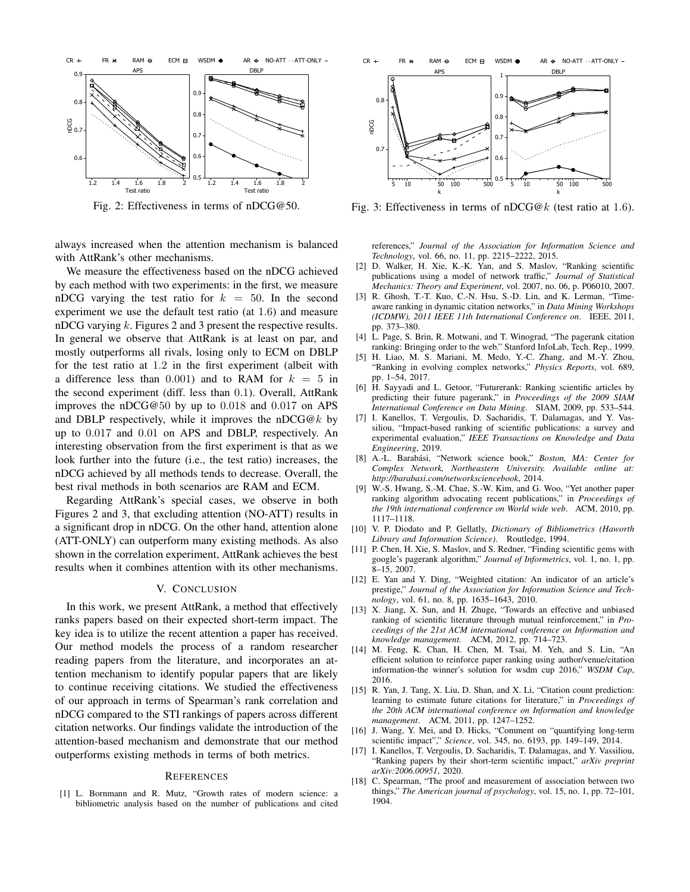CR FR RAM ECM WSDM AR NO-ATT ATT-ONLY

APS

DBLP

nDCG

Test ratio

Fig. 2: Effectiveness in terms of nDCG@50.

CR FR RAM ECM WSDM AR NO-ATT ATT-ONLY

APS

DBLP

nDCG

k

Fig. 3: Effectiveness in terms of nDCG@$k$ (test ratio at 1.6).

always increased when the attention mechanism is balanced with AttRank's other mechanisms.

We measure the effectiveness based on the nDCG achieved by each method with two experiments: in the first, we measure nDCG varying the test ratio for $k = 50$. In the second experiment we use the default test ratio (at 1.6) and measure nDCG varying $k$. Figures 2 and 3 present the respective results. In general we observe that AttRank is at least on par, and mostly outperforms all rivals, losing only to ECM on DBLP for the test ratio at 1.2 in the first experiment (albeit with a difference less than 0.001) and to RAM for $k = 5$ in the second experiment (diff. less than 0.1). Overall, AttRank improves the nDCG@50 by up to 0.018 and 0.017 on APS and DBLP respectively, while it improves the nDCG@$k$ by up to 0.017 and 0.01 on APS and DBLP, respectively. An interesting observation from the first experiment is that as we look further into the future (i.e., the test ratio) increases, the nDCG achieved by all methods tends to decrease. Overall, the best rival methods in both scenarios are RAM and ECM.

Regarding AttRank's special cases, we observe in both Figures 2 and 3, that excluding attention (NO-ATT) results in a significant drop in nDCG. On the other hand, attention alone (ATT-ONLY) can outperform many existing methods. As also shown in the correlation experiment, AttRank achieves the best results when it combines attention with its other mechanisms.

## V. Conclusion

In this work, we present AttRank, a method that effectively ranks papers based on their expected short-term impact. The key idea is to utilize the recent attention a paper has received. Our method models the process of a random researcher reading papers from the literature, and incorporates an attention mechanism to identify popular papers that are likely to continue receiving citations. We studied the effectiveness of our approach in terms of Spearman's rank correlation and nDCG compared to the STI rankings of papers across different citation networks. Our findings validate the introduction of the attention-based mechanism and demonstrate that our method outperforms existing methods in terms of both metrics.

## References

[1] L. Bornmann and R. Mutz, "Growth rates of modern science: a bibliometric analysis based on the number of publications and cited references," *Journal of the Association for Information Science and Technology*, vol. 66, no. 11, pp. 2215–2222, 2015.

[2] D. Walker, H. Xie, K.-K. Yan, and S. Maslov, "Ranking scientific publications using a model of network traffic," *Journal of Statistical Mechanics: Theory and Experiment*, vol. 2007, no. 06, p. P06010, 2007.

[3] R. Ghosh, T.-T. Kuo, C.-N. Hsu, S.-D. Lin, and K. Lerman, "Time-aware ranking in dynamic citation networks," in *Data Mining Workshops (ICDMW), 2011 IEEE 11th International Conference on*. IEEE, 2011, pp. 373–380.

[4] L. Page, S. Brin, R. Motwani, and T. Winograd, "The pagerank citation ranking: Bringing order to the web." Stanford InfoLab, Tech. Rep., 1999.

[5] H. Liao, M. S. Mariani, M. Medo, Y.-C. Zhang, and M.-Y. Zhou, "Ranking in evolving complex networks," *Physics Reports*, vol. 689, pp. 1–54, 2017.

[6] H. Sayyadi and L. Getoor, "Futurerank: Ranking scientific articles by predicting their future pagerank," in *Proceedings of the 2009 SIAM International Conference on Data Mining*. SIAM, 2009, pp. 533–544.

[7] I. Kanellos, T. Vergoulis, D. Sacharidis, T. Dalamagas, and Y. Vassiliou, "Impact-based ranking of scientific publications: a survey and experimental evaluation," *IEEE Transactions on Knowledge and Data Engineering*, 2019.

[8] A.-L. Barabási, "Network science book," *Boston, MA: Center for Complex Network, Northeastern University. Available online at: http://barabasi.com/networksciencebook*, 2014.

[9] W.-S. Hwang, S.-M. Chae, S.-W. Kim, and G. Woo, "Yet another paper ranking algorithm advocating recent publications," in *Proceedings of the 19th international conference on World wide web*. ACM, 2010, pp. 1117–1118.

[10] V. P. Diodato and P. Gellatly, *Dictionary of Bibliometrics (Haworth Library and Information Science)*. Routledge, 1994.

[11] P. Chen, H. Xie, S. Maslov, and S. Redner, "Finding scientific gems with google's pagerank algorithm," *Journal of Informetrics*, vol. 1, no. 1, pp. 8–15, 2007.

[12] E. Yan and Y. Ding, "Weighted citation: An indicator of an article's prestige," *Journal of the Association for Information Science and Technology*, vol. 61, no. 8, pp. 1635–1643, 2010.

[13] X. Jiang, X. Sun, and H. Zhuge, "Towards an effective and unbiased ranking of scientific literature through mutual reinforcement," in *Proceedings of the 21st ACM international conference on Information and knowledge management*. ACM, 2012, pp. 714–723.

[14] M. Feng, K. Chan, H. Chen, M. Tsai, M. Yeh, and S. Lin, "An efficient solution to reinforce paper ranking using author/venue/citation information-the winner's solution for wsdm cup 2016," *WSDM Cup*, 2016.

[15] R. Yan, J. Tang, X. Liu, D. Shan, and X. Li, "Citation count prediction: learning to estimate future citations for literature," in *Proceedings of the 20th ACM international conference on Information and knowledge management*. ACM, 2011, pp. 1247–1252.

[16] J. Wang, Y. Mei, and D. Hicks, "Comment on "quantifying long-term scientific impact"," *Science*, vol. 345, no. 6193, pp. 149–149, 2014.

[17] I. Kanellos, T. Vergoulis, D. Sacharidis, T. Dalamagas, and Y. Vassiliou, "Ranking papers by their short-term scientific impact," *arXiv preprint arXiv:2006.00951*, 2020.

[18] C. Spearman, "The proof and measurement of association between two things," *The American journal of psychology*, vol. 15, no. 1, pp. 72–101, 1904.